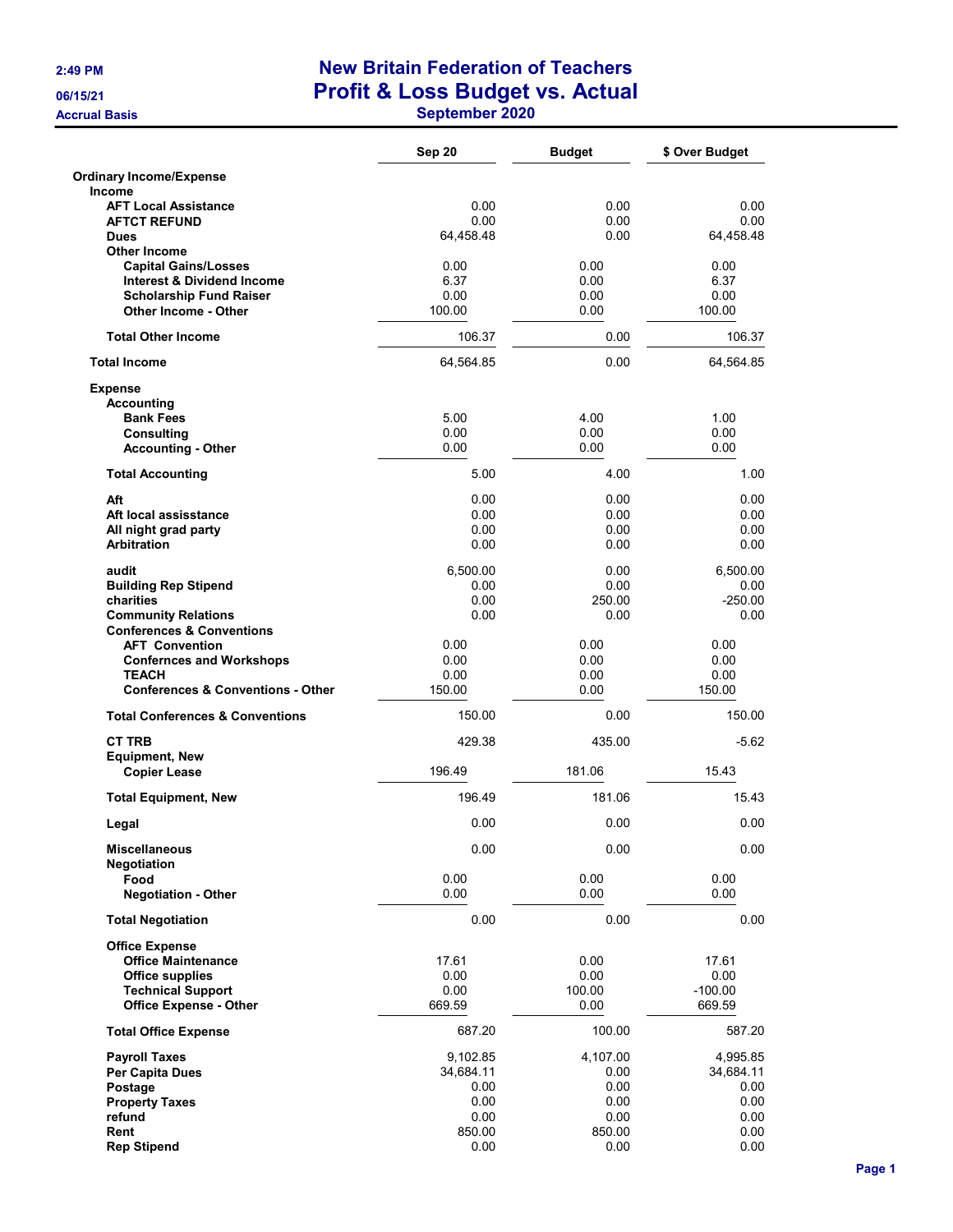2:49 PM
06/15/21
Accrual Basis

# New Britain Federation of Teachers
## Profit & Loss Budget vs. Actual
### September 2020

| | Sep 20 | Budget | $ Over Budget |
|---|---|---|---|
| **Ordinary Income/Expense** | | | |
| **Income** | | | |
| **AFT Local Assistance** | 0.00 | 0.00 | 0.00 |
| **AFTCT REFUND** | 0.00 | 0.00 | 0.00 |
| **Dues** | 64,458.48 | 0.00 | 64,458.48 |
| **Other Income** | | | |
| **Capital Gains/Losses** | 0.00 | 0.00 | 0.00 |
| **Interest & Dividend Income** | 6.37 | 0.00 | 6.37 |
| **Scholarship Fund Raiser** | 0.00 | 0.00 | 0.00 |
| **Other Income - Other** | 100.00 | 0.00 | 100.00 |
| **Total Other Income** | 106.37 | 0.00 | 106.37 |
| **Total Income** | 64,564.85 | 0.00 | 64,564.85 |
| **Expense** | | | |
| **Accounting** | | | |
| **Bank Fees** | 5.00 | 4.00 | 1.00 |
| **Consulting** | 0.00 | 0.00 | 0.00 |
| **Accounting - Other** | 0.00 | 0.00 | 0.00 |
| **Total Accounting** | 5.00 | 4.00 | 1.00 |
| **Aft** | 0.00 | 0.00 | 0.00 |
| **Aft local assisstance** | 0.00 | 0.00 | 0.00 |
| **All night grad party** | 0.00 | 0.00 | 0.00 |
| **Arbitration** | 0.00 | 0.00 | 0.00 |
| **audit** | 6,500.00 | 0.00 | 6,500.00 |
| **Building Rep Stipend** | 0.00 | 0.00 | 0.00 |
| **charities** | 0.00 | 250.00 | -250.00 |
| **Community Relations** | 0.00 | 0.00 | 0.00 |
| **Conferences & Conventions** | | | |
| **AFT Convention** | 0.00 | 0.00 | 0.00 |
| **Confernces and Workshops** | 0.00 | 0.00 | 0.00 |
| **TEACH** | 0.00 | 0.00 | 0.00 |
| **Conferences & Conventions - Other** | 150.00 | 0.00 | 150.00 |
| **Total Conferences & Conventions** | 150.00 | 0.00 | 150.00 |
| **CT TRB** | 429.38 | 435.00 | -5.62 |
| **Equipment, New** | | | |
| **Copier Lease** | 196.49 | 181.06 | 15.43 |
| **Total Equipment, New** | 196.49 | 181.06 | 15.43 |
| **Legal** | 0.00 | 0.00 | 0.00 |
| **Miscellaneous** | 0.00 | 0.00 | 0.00 |
| **Negotiation** | | | |
| **Food** | 0.00 | 0.00 | 0.00 |
| **Negotiation - Other** | 0.00 | 0.00 | 0.00 |
| **Total Negotiation** | 0.00 | 0.00 | 0.00 |
| **Office Expense** | | | |
| **Office Maintenance** | 17.61 | 0.00 | 17.61 |
| **Office supplies** | 0.00 | 0.00 | 0.00 |
| **Technical Support** | 0.00 | 100.00 | -100.00 |
| **Office Expense - Other** | 669.59 | 0.00 | 669.59 |
| **Total Office Expense** | 687.20 | 100.00 | 587.20 |
| **Payroll Taxes** | 9,102.85 | 4,107.00 | 4,995.85 |
| **Per Capita Dues** | 34,684.11 | 0.00 | 34,684.11 |
| **Postage** | 0.00 | 0.00 | 0.00 |
| **Property Taxes** | 0.00 | 0.00 | 0.00 |
| **refund** | 0.00 | 0.00 | 0.00 |
| **Rent** | 850.00 | 850.00 | 0.00 |
| **Rep Stipend** | 0.00 | 0.00 | 0.00 |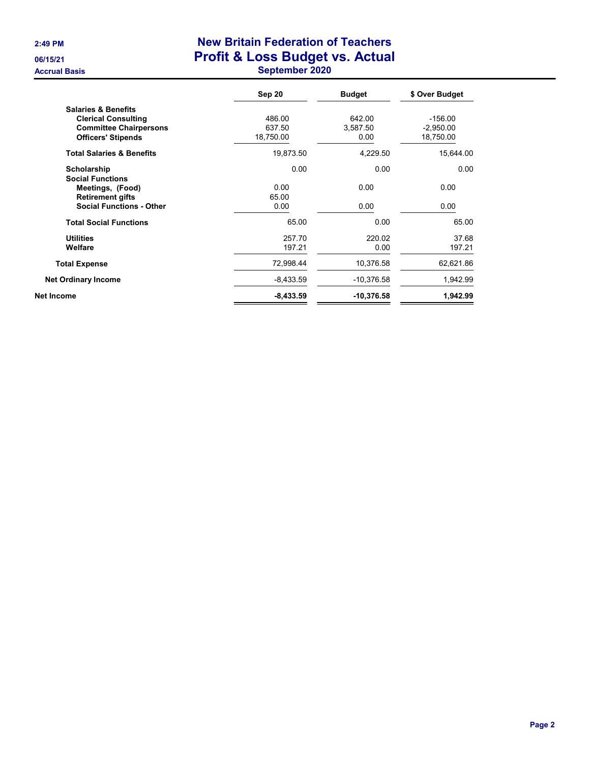# New Britain Federation of Teachers
## Profit & Loss Budget vs. Actual
### September 2020

2:49 PM
06/15/21
Accrual Basis

| | Sep 20 | Budget | $ Over Budget |
|---|---|---|---|
| **Salaries & Benefits** | | | |
| **Clerical Consulting** | 486.00 | 642.00 | -156.00 |
| **Committee Chairpersons** | 637.50 | 3,587.50 | -2,950.00 |
| **Officers' Stipends** | 18,750.00 | 0.00 | 18,750.00 |
| **Total Salaries & Benefits** | 19,873.50 | 4,229.50 | 15,644.00 |
| **Scholarship** | 0.00 | 0.00 | 0.00 |
| **Social Functions** | | | |
| **Meetings, (Food)** | 0.00 | 0.00 | 0.00 |
| **Retirement gifts** | 65.00 | | |
| **Social Functions - Other** | 0.00 | 0.00 | 0.00 |
| **Total Social Functions** | 65.00 | 0.00 | 65.00 |
| **Utilities** | 257.70 | 220.02 | 37.68 |
| **Welfare** | 197.21 | 0.00 | 197.21 |
| **Total Expense** | 72,998.44 | 10,376.58 | 62,621.86 |
| **Net Ordinary Income** | -8,433.59 | -10,376.58 | 1,942.99 |
| **Net Income** | **-8,433.59** | **-10,376.58** | **1,942.99** |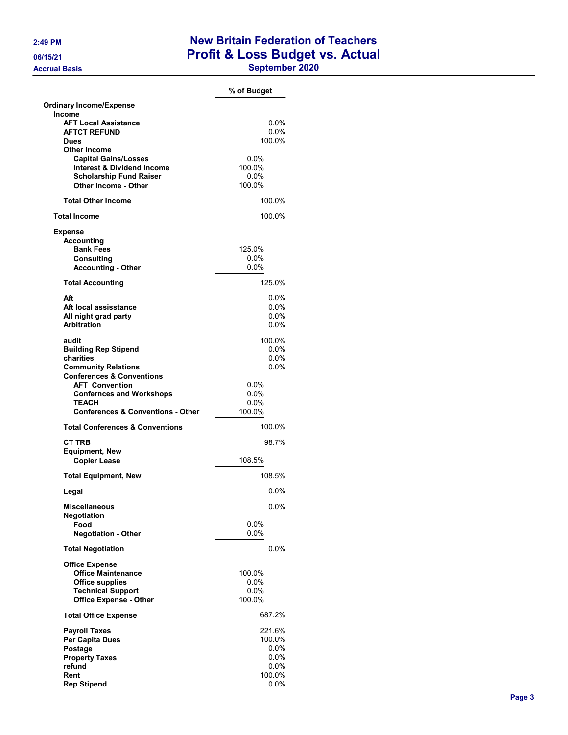# New Britain Federation of Teachers
## Profit & Loss Budget vs. Actual
### September 2020

Accrual Basis

| | % of Budget | |
|---|---|---|
| **Ordinary Income/Expense** | | |
| **Income** | | |
| **AFT Local Assistance** | | 0.0% |
| **AFTCT REFUND** | | 0.0% |
| **Dues** | | 100.0% |
| **Other Income** | | |
| **Capital Gains/Losses** | 0.0% | |
| **Interest & Dividend Income** | 100.0% | |
| **Scholarship Fund Raiser** | 0.0% | |
| **Other Income - Other** | 100.0% | |
| **Total Other Income** | | 100.0% |
| **Total Income** | | 100.0% |
| **Expense** | | |
| **Accounting** | | |
| **Bank Fees** | 125.0% | |
| **Consulting** | 0.0% | |
| **Accounting - Other** | 0.0% | |
| **Total Accounting** | | 125.0% |
| **Aft** | | 0.0% |
| **Aft local assisstance** | | 0.0% |
| **All night grad party** | | 0.0% |
| **Arbitration** | | 0.0% |
| **audit** | | 100.0% |
| **Building Rep Stipend** | | 0.0% |
| **charities** | | 0.0% |
| **Community Relations** | | 0.0% |
| **Conferences & Conventions** | | |
| **AFT Convention** | 0.0% | |
| **Confernces and Workshops** | 0.0% | |
| **TEACH** | 0.0% | |
| **Conferences & Conventions - Other** | 100.0% | |
| **Total Conferences & Conventions** | | 100.0% |
| **CT TRB** | | 98.7% |
| **Equipment, New** | | |
| **Copier Lease** | 108.5% | |
| **Total Equipment, New** | | 108.5% |
| **Legal** | | 0.0% |
| **Miscellaneous** | | 0.0% |
| **Negotiation** | | |
| **Food** | 0.0% | |
| **Negotiation - Other** | 0.0% | |
| **Total Negotiation** | | 0.0% |
| **Office Expense** | | |
| **Office Maintenance** | 100.0% | |
| **Office supplies** | 0.0% | |
| **Technical Support** | 0.0% | |
| **Office Expense - Other** | 100.0% | |
| **Total Office Expense** | | 687.2% |
| **Payroll Taxes** | | 221.6% |
| **Per Capita Dues** | | 100.0% |
| **Postage** | | 0.0% |
| **Property Taxes** | | 0.0% |
| **refund** | | 0.0% |
| **Rent** | | 100.0% |
| **Rep Stipend** | | 0.0% |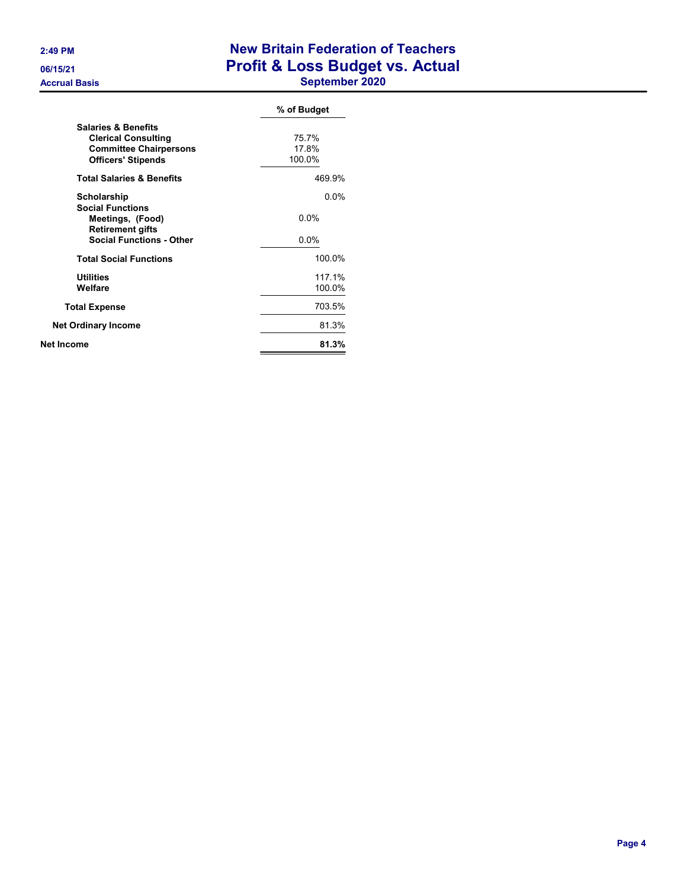# New Britain Federation of Teachers
## Profit & Loss Budget vs. Actual
### September 2020

2:49 PM
06/15/21
Accrual Basis

| | % of Budget | |
|---|---|---|
| **Salaries & Benefits** | | |
| **Clerical Consulting** | 75.7% | |
| **Committee Chairpersons** | 17.8% | |
| **Officers' Stipends** | 100.0% | |
| **Total Salaries & Benefits** | | 469.9% |
| **Scholarship** | | 0.0% |
| **Social Functions** | | |
| **Meetings, (Food)** | 0.0% | |
| **Retirement gifts** | | |
| **Social Functions - Other** | 0.0% | |
| **Total Social Functions** | | 100.0% |
| **Utilities** | | 117.1% |
| **Welfare** | | 100.0% |
| **Total Expense** | | 703.5% |
| **Net Ordinary Income** | | 81.3% |
| **Net Income** | | **81.3%** |